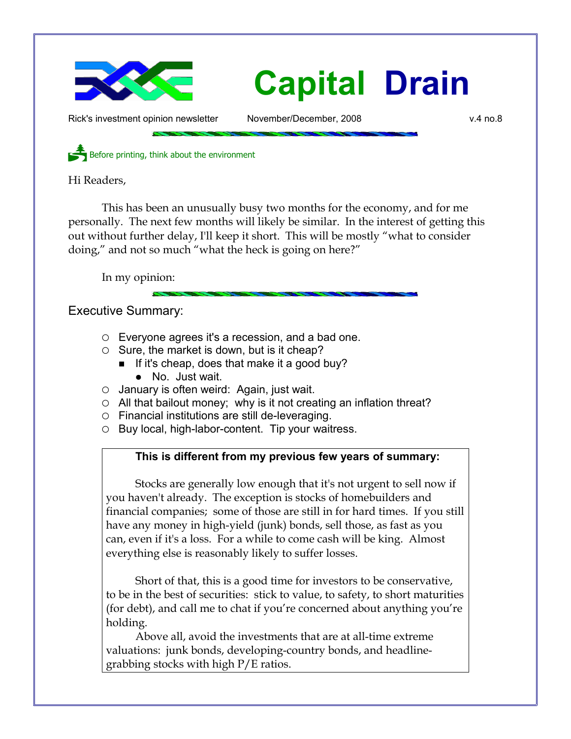# Capital Drain

Rick's investment opinion newsletter    November/December, 2008    v.4 no.8

Before printing, think about the environment

Hi Readers,

This has been an unusually busy two months for the economy, and for me personally. The next few months will likely be similar. In the interest of getting this out without further delay, I'll keep it short. This will be mostly "what to consider doing," and not so much "what the heck is going on here?"

In my opinion:

## Executive Summary:

- Everyone agrees it's a recession, and a bad one.
- Sure, the market is down, but is it cheap?
  - If it's cheap, does that make it a good buy?
    - No. Just wait.
- January is often weird: Again, just wait.
- All that bailout money; why is it not creating an inflation threat?
- Financial institutions are still de-leveraging.
- Buy local, high-labor-content. Tip your waitress.

**This is different from my previous few years of summary:**

Stocks are generally low enough that it's not urgent to sell now if you haven't already. The exception is stocks of homebuilders and financial companies; some of those are still in for hard times. If you still have any money in high-yield (junk) bonds, sell those, as fast as you can, even if it's a loss. For a while to come cash will be king. Almost everything else is reasonably likely to suffer losses.

Short of that, this is a good time for investors to be conservative, to be in the best of securities: stick to value, to safety, to short maturities (for debt), and call me to chat if you're concerned about anything you're holding.

Above all, avoid the investments that are at all-time extreme valuations: junk bonds, developing-country bonds, and headline-grabbing stocks with high P/E ratios.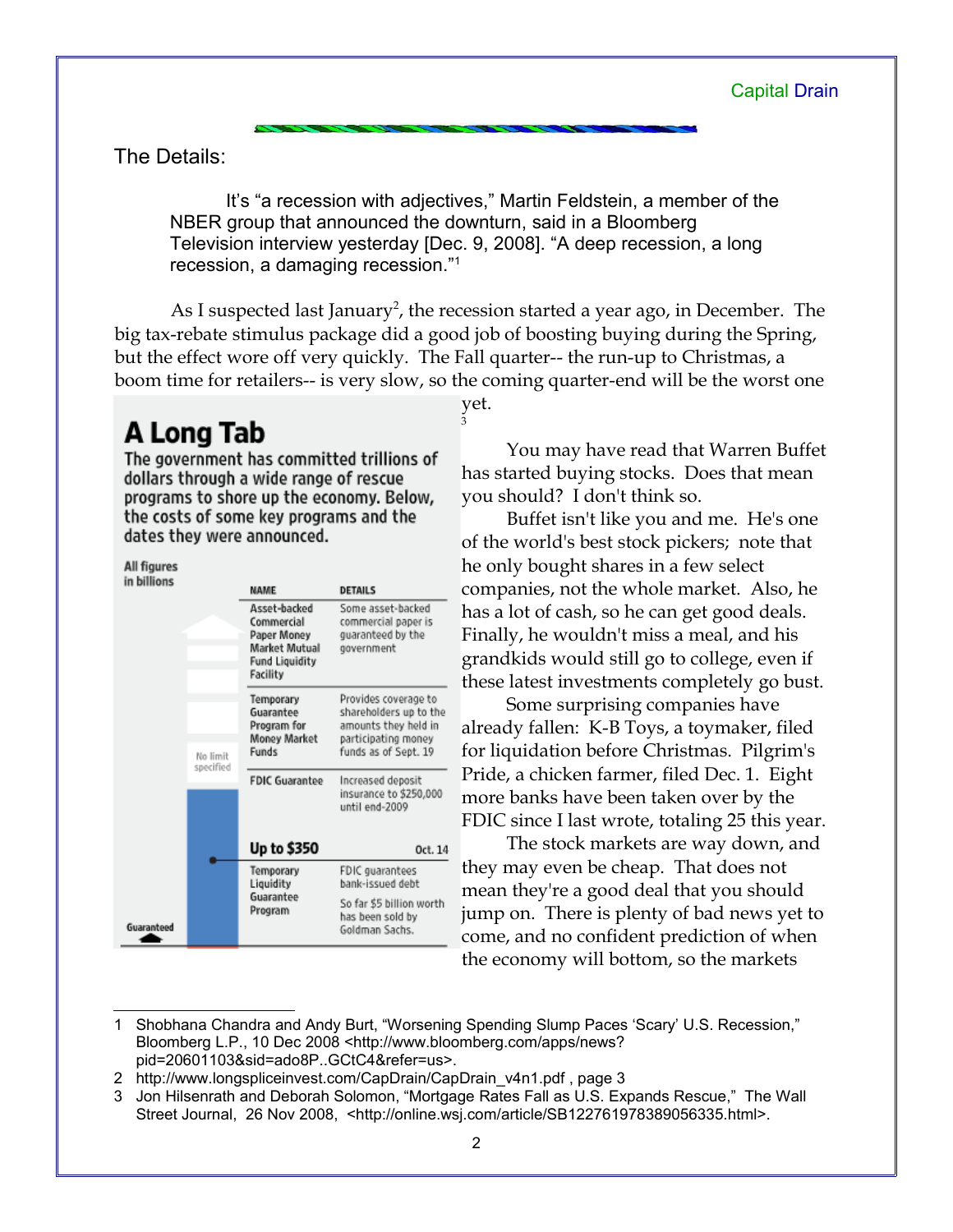## The Details:

> It's "a recession with adjectives," Martin Feldstein, a member of the NBER group that announced the downturn, said in a Bloomberg Television interview yesterday [Dec. 9, 2008]. "A deep recession, a long recession, a damaging recession."[1]

As I suspected last January[2], the recession started a year ago, in December. The big tax-rebate stimulus package did a good job of boosting buying during the Spring, but the effect wore off very quickly. The Fall quarter-- the run-up to Christmas, a boom time for retailers-- is very slow, so the coming quarter-end will be the worst one yet.

### A Long Tab

The government has committed trillions of dollars through a wide range of rescue programs to shore up the economy. Below, the costs of some key programs and the dates they were announced.[3]

All figures in billions

| NAME | DETAILS |
|---|---|
| Asset-backed Commercial Paper Money Market Mutual Fund Liquidity Facility | Some asset-backed commercial paper is guaranteed by the government |
| Temporary Guarantee Program for Money Market Funds | Provides coverage to shareholders up to the amounts they held in participating money funds as of Sept. 19 |
| FDIC Guarantee | Increased deposit insurance to $250,000 until end-2009 |
| **Up to $350** | Oct. 14 |
| Temporary Liquidity Guarantee Program | FDIC guarantees bank-issued debt. So far $5 billion worth has been sold by Goldman Sachs. |

No limit specified

Guaranteed

You may have read that Warren Buffet has started buying stocks. Does that mean you should? I don't think so.

Buffet isn't like you and me. He's one of the world's best stock pickers; note that he only bought shares in a few select companies, not the whole market. Also, he has a lot of cash, so he can get good deals. Finally, he wouldn't miss a meal, and his grandkids would still go to college, even if these latest investments completely go bust.

Some surprising companies have already fallen: K-B Toys, a toymaker, filed for liquidation before Christmas. Pilgrim's Pride, a chicken farmer, filed Dec. 1. Eight more banks have been taken over by the FDIC since I last wrote, totaling 25 this year.

The stock markets are way down, and they may even be cheap. That does not mean they're a good deal that you should jump on. There is plenty of bad news yet to come, and no confident prediction of when the economy will bottom, so the markets

---

1. Shobhana Chandra and Andy Burt, "Worsening Spending Slump Paces 'Scary' U.S. Recession," Bloomberg L.P., 10 Dec 2008 <http://www.bloomberg.com/apps/news?pid=20601103&sid=ado8P..GCtC4&refer=us>.
2. http://www.longspliceinvest.com/CapDrain/CapDrain_v4n1.pdf , page 3
3. Jon Hilsenrath and Deborah Solomon, "Mortgage Rates Fall as U.S. Expands Rescue," The Wall Street Journal, 26 Nov 2008, <http://online.wsj.com/article/SB122761978389056335.html>.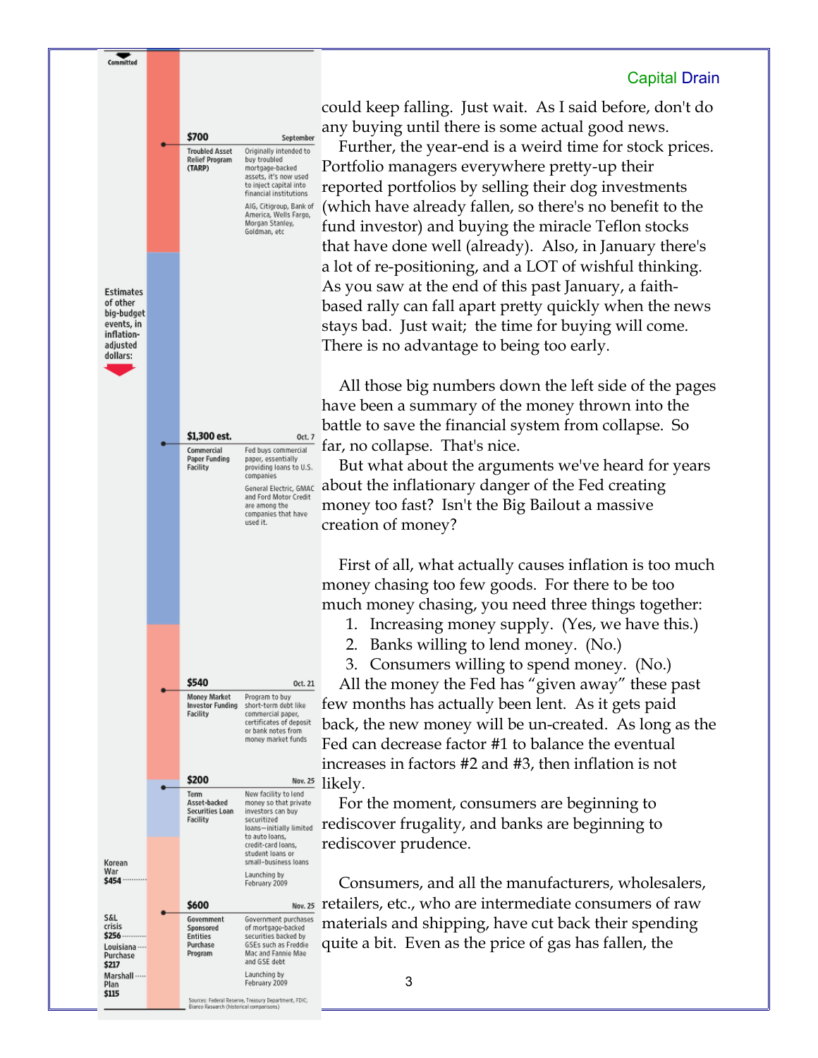Committed

$700 September

Troubled Asset Relief Program (TARP)

Originally intended to buy troubled mortgage-backed assets, it's now used to inject capital into financial institutions

AIG, Citigroup, Bank of America, Wells Fargo, Morgan Stanley, Goldman, etc

Estimates of other big-budget events, in inflation-adjusted dollars:

$1,300 est. Oct. 7

Commercial Paper Funding Facility

Fed buys commercial paper, essentially providing loans to U.S. companies

General Electric, GMAC and Ford Motor Credit are among the companies that have used it.

$540 Oct. 21

Money Market Investor Funding Facility

Program to buy short-term debt like commercial paper, certificates of deposit or bank notes from money market funds

$200 Nov. 25

Term Asset-backed Securities Loan Facility

New facility to lend money so that private investors can buy securitized loans—initially limited to auto loans, credit-card loans, student loans or small-business loans

Launching by February 2009

Korean War $454

$600 Nov. 25

Government Sponsored Entities Purchase Program

Government purchases of mortgage-backed securities backed by GSEs such as Freddie Mac and Fannie Mae and GSE debt

Launching by February 2009

S&L crisis $256

Louisiana Purchase $217

Marshall Plan $115

Sources: Federal Reserve, Treasury Department, FDIC; Bianco Research (historical comparisons)

could keep falling. Just wait. As I said before, don't do any buying until there is some actual good news.

Further, the year-end is a weird time for stock prices. Portfolio managers everywhere pretty-up their reported portfolios by selling their dog investments (which have already fallen, so there's no benefit to the fund investor) and buying the miracle Teflon stocks that have done well (already). Also, in January there's a lot of re-positioning, and a LOT of wishful thinking. As you saw at the end of this past January, a faith-based rally can fall apart pretty quickly when the news stays bad. Just wait; the time for buying will come. There is no advantage to being too early.

All those big numbers down the left side of the pages have been a summary of the money thrown into the battle to save the financial system from collapse. So far, no collapse. That's nice.

But what about the arguments we've heard for years about the inflationary danger of the Fed creating money too fast? Isn't the Big Bailout a massive creation of money?

First of all, what actually causes inflation is too much money chasing too few goods. For there to be too much money chasing, you need three things together:

1. Increasing money supply. (Yes, we have this.)
2. Banks willing to lend money. (No.)
3. Consumers willing to spend money. (No.)

All the money the Fed has "given away" these past few months has actually been lent. As it gets paid back, the new money will be un-created. As long as the Fed can decrease factor #1 to balance the eventual increases in factors #2 and #3, then inflation is not likely.

For the moment, consumers are beginning to rediscover frugality, and banks are beginning to rediscover prudence.

Consumers, and all the manufacturers, wholesalers, retailers, etc., who are intermediate consumers of raw materials and shipping, have cut back their spending quite a bit. Even as the price of gas has fallen, the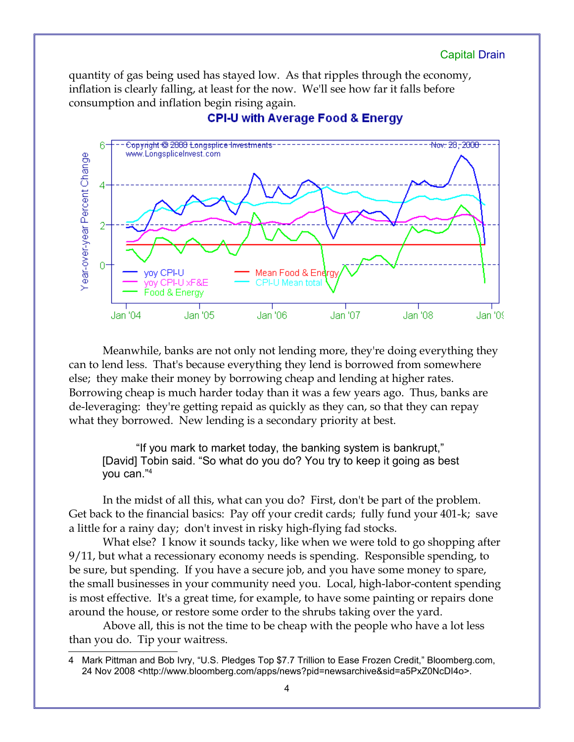quantity of gas being used has stayed low. As that ripples through the economy, inflation is clearly falling, at least for the now. We'll see how far it falls before consumption and inflation begin rising again.

**CPI-U with Average Food & Energy**

Copyright © 2008 Longsplice Investments
www.LongspliceInvest.com
Nov. 28, 2008

Year-over-year Percent Change

6
4
2
0

Jan '04
Jan '05
Jan '06
Jan '07
Jan '08
Jan '09

yoy CPI-U
yoy CPI-U xF&E
Food & Energy
Mean Food & Energy
CPI-U Mean total

Meanwhile, banks are not only not lending more, they're doing everything they can to lend less. That's because everything they lend is borrowed from somewhere else; they make their money by borrowing cheap and lending at higher rates. Borrowing cheap is much harder today than it was a few years ago. Thus, banks are de-leveraging: they're getting repaid as quickly as they can, so that they can repay what they borrowed. New lending is a secondary priority at best.

> "If you mark to market today, the banking system is bankrupt," [David] Tobin said. "So what do you do? You try to keep it going as best you can."[4]

In the midst of all this, what can you do? First, don't be part of the problem. Get back to the financial basics: Pay off your credit cards; fully fund your 401-k; save a little for a rainy day; don't invest in risky high-flying fad stocks.

What else? I know it sounds tacky, like when we were told to go shopping after 9/11, but what a recessionary economy needs is spending. Responsible spending, to be sure, but spending. If you have a secure job, and you have some money to spare, the small businesses in your community need you. Local, high-labor-content spending is most effective. It's a great time, for example, to have some painting or repairs done around the house, or restore some order to the shrubs taking over the yard.

Above all, this is not the time to be cheap with the people who have a lot less than you do. Tip your waitress.

---

4 Mark Pittman and Bob Ivry, "U.S. Pledges Top $7.7 Trillion to Ease Frozen Credit," Bloomberg.com, 24 Nov 2008 <http://www.bloomberg.com/apps/news?pid=newsarchive&sid=a5PxZ0NcDI4o>.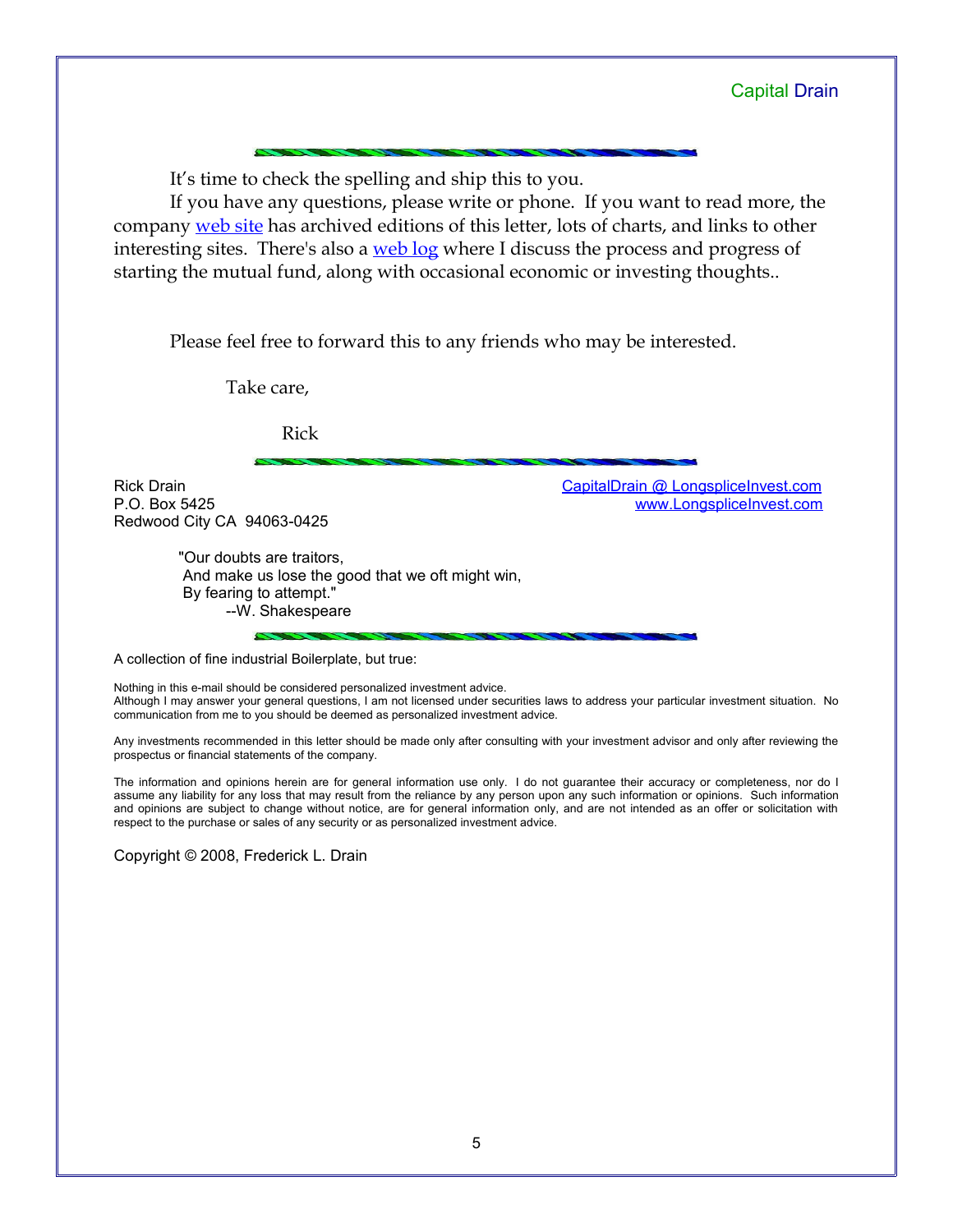It's time to check the spelling and ship this to you.

If you have any questions, please write or phone. If you want to read more, the company web site has archived editions of this letter, lots of charts, and links to other interesting sites. There's also a web log where I discuss the process and progress of starting the mutual fund, along with occasional economic or investing thoughts..

Please feel free to forward this to any friends who may be interested.

Take care,

Rick

---

Rick Drain
P.O. Box 5425
Redwood City CA 94063-0425

CapitalDrain @ LongspliceInvest.com
www.LongspliceInvest.com

"Our doubts are traitors,
And make us lose the good that we oft might win,
By fearing to attempt."
--W. Shakespeare

---

A collection of fine industrial Boilerplate, but true:

Nothing in this e-mail should be considered personalized investment advice.
Although I may answer your general questions, I am not licensed under securities laws to address your particular investment situation. No communication from me to you should be deemed as personalized investment advice.

Any investments recommended in this letter should be made only after consulting with your investment advisor and only after reviewing the prospectus or financial statements of the company.

The information and opinions herein are for general information use only. I do not guarantee their accuracy or completeness, nor do I assume any liability for any loss that may result from the reliance by any person upon any such information or opinions. Such information and opinions are subject to change without notice, are for general information only, and are not intended as an offer or solicitation with respect to the purchase or sales of any security or as personalized investment advice.

Copyright © 2008, Frederick L. Drain